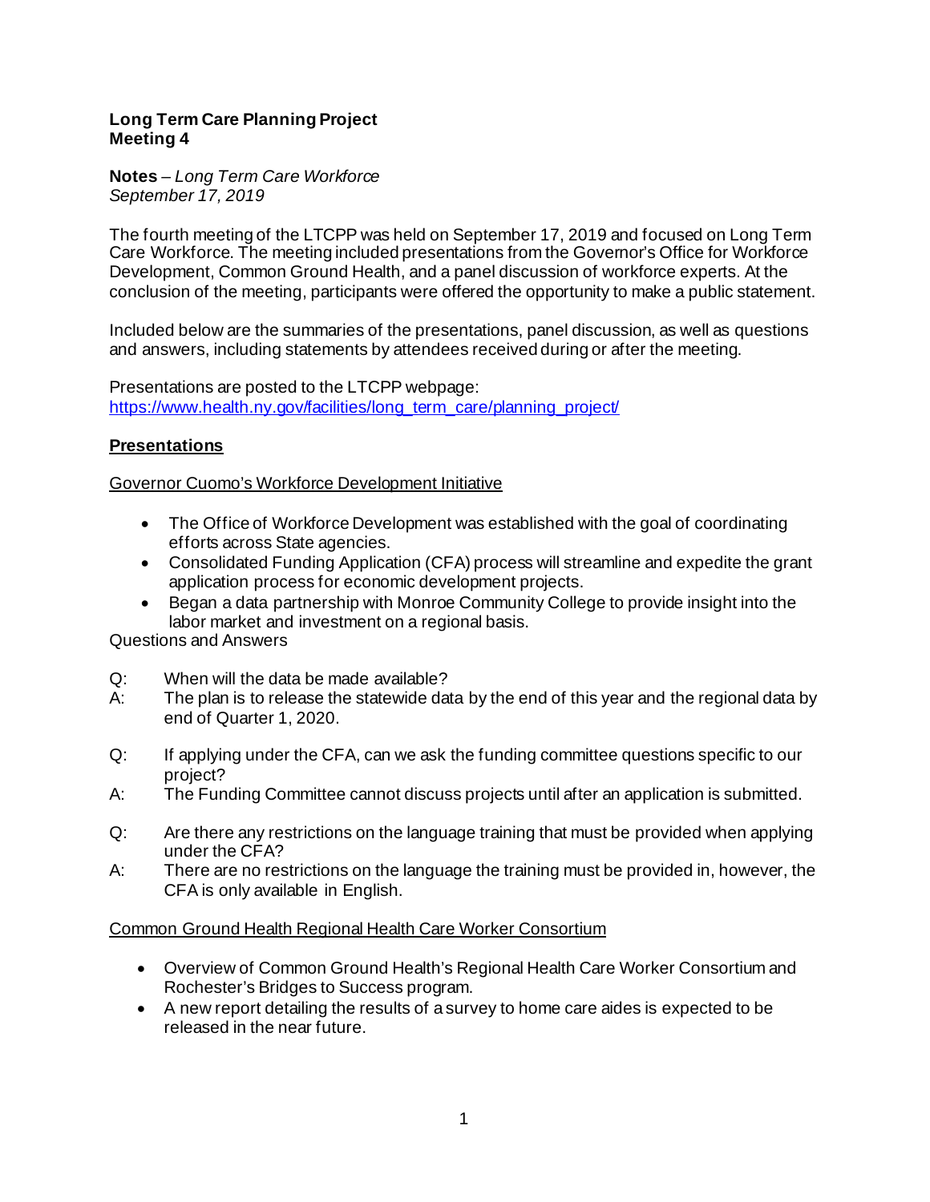**Long Term Care Planning Project**
**Meeting 4**

**Notes** – *Long Term Care Workforce*
*September 17, 2019*

The fourth meeting of the LTCPP was held on September 17, 2019 and focused on Long Term Care Workforce. The meeting included presentations from the Governor's Office for Workforce Development, Common Ground Health, and a panel discussion of workforce experts. At the conclusion of the meeting, participants were offered the opportunity to make a public statement.

Included below are the summaries of the presentations, panel discussion, as well as questions and answers, including statements by attendees received during or after the meeting.

Presentations are posted to the LTCPP webpage:
https://www.health.ny.gov/facilities/long_term_care/planning_project/

## Presentations

Governor Cuomo's Workforce Development Initiative

- The Office of Workforce Development was established with the goal of coordinating efforts across State agencies.
- Consolidated Funding Application (CFA) process will streamline and expedite the grant application process for economic development projects.
- Began a data partnership with Monroe Community College to provide insight into the labor market and investment on a regional basis.

Questions and Answers

Q: When will the data be made available?
A: The plan is to release the statewide data by the end of this year and the regional data by end of Quarter 1, 2020.

Q: If applying under the CFA, can we ask the funding committee questions specific to our project?
A: The Funding Committee cannot discuss projects until after an application is submitted.

Q: Are there any restrictions on the language training that must be provided when applying under the CFA?
A: There are no restrictions on the language the training must be provided in, however, the CFA is only available in English.

Common Ground Health Regional Health Care Worker Consortium

- Overview of Common Ground Health's Regional Health Care Worker Consortium and Rochester's Bridges to Success program.
- A new report detailing the results of a survey to home care aides is expected to be released in the near future.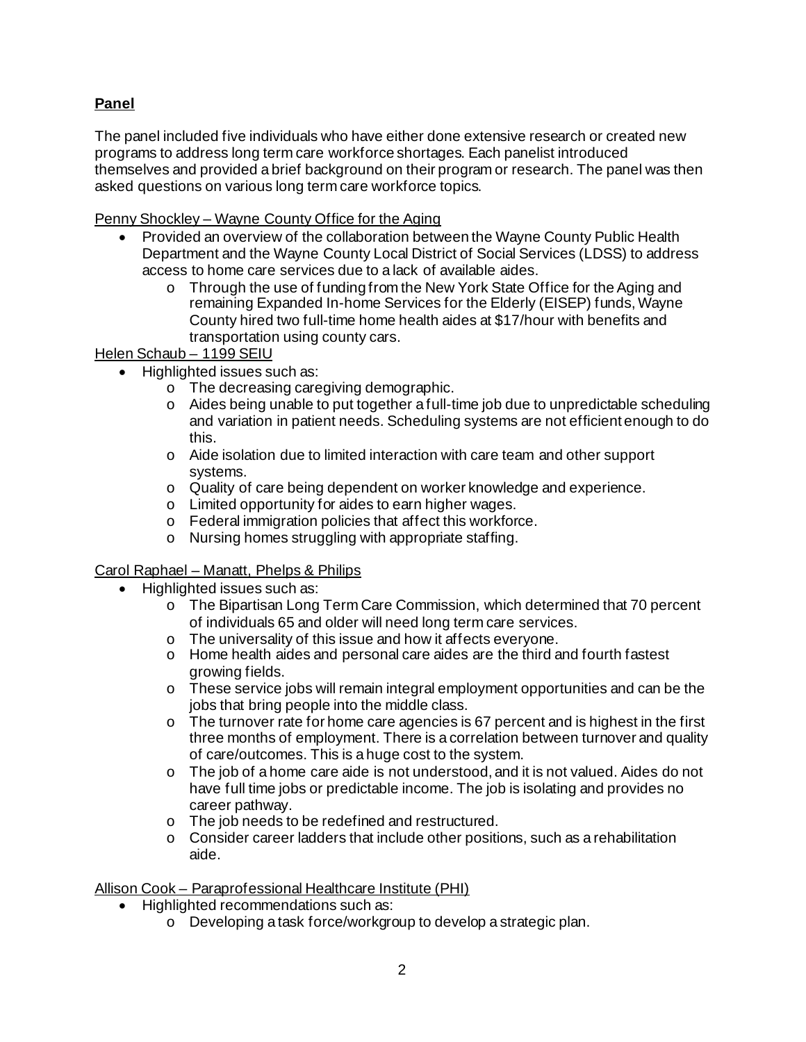## **Panel**

The panel included five individuals who have either done extensive research or created new programs to address long term care workforce shortages. Each panelist introduced themselves and provided a brief background on their program or research. The panel was then asked questions on various long term care workforce topics.

Penny Shockley – Wayne County Office for the Aging

- Provided an overview of the collaboration between the Wayne County Public Health Department and the Wayne County Local District of Social Services (LDSS) to address access to home care services due to a lack of available aides.
  - Through the use of funding from the New York State Office for the Aging and remaining Expanded In-home Services for the Elderly (EISEP) funds, Wayne County hired two full-time home health aides at $17/hour with benefits and transportation using county cars.

Helen Schaub – 1199 SEIU

- Highlighted issues such as:
  - The decreasing caregiving demographic.
  - Aides being unable to put together a full-time job due to unpredictable scheduling and variation in patient needs. Scheduling systems are not efficient enough to do this.
  - Aide isolation due to limited interaction with care team and other support systems.
  - Quality of care being dependent on worker knowledge and experience.
  - Limited opportunity for aides to earn higher wages.
  - Federal immigration policies that affect this workforce.
  - Nursing homes struggling with appropriate staffing.

Carol Raphael – Manatt, Phelps & Philips

- Highlighted issues such as:
  - The Bipartisan Long Term Care Commission, which determined that 70 percent of individuals 65 and older will need long term care services.
  - The universality of this issue and how it affects everyone.
  - Home health aides and personal care aides are the third and fourth fastest growing fields.
  - These service jobs will remain integral employment opportunities and can be the jobs that bring people into the middle class.
  - The turnover rate for home care agencies is 67 percent and is highest in the first three months of employment. There is a correlation between turnover and quality of care/outcomes. This is a huge cost to the system.
  - The job of a home care aide is not understood, and it is not valued. Aides do not have full time jobs or predictable income. The job is isolating and provides no career pathway.
  - The job needs to be redefined and restructured.
  - Consider career ladders that include other positions, such as a rehabilitation aide.

Allison Cook – Paraprofessional Healthcare Institute (PHI)

- Highlighted recommendations such as:
  - Developing a task force/workgroup to develop a strategic plan.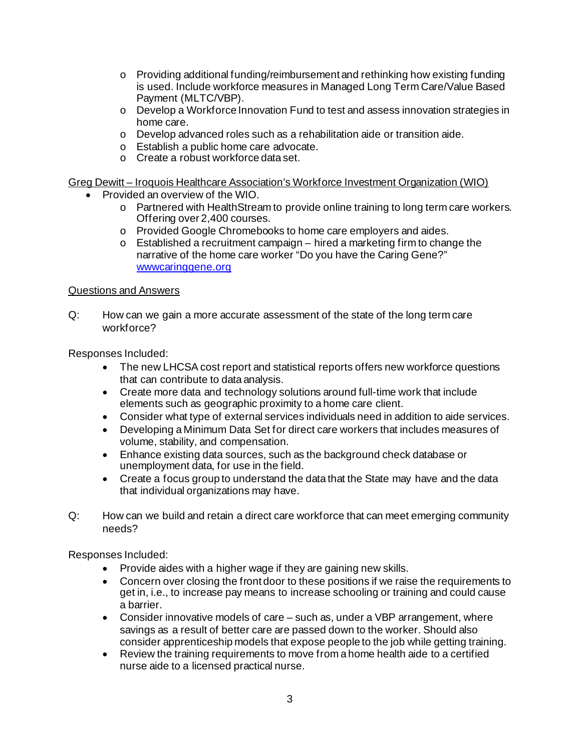- Providing additional funding/reimbursement and rethinking how existing funding is used. Include workforce measures in Managed Long Term Care/Value Based Payment (MLTC/VBP).
  - Develop a Workforce Innovation Fund to test and assess innovation strategies in home care.
  - Develop advanced roles such as a rehabilitation aide or transition aide.
  - Establish a public home care advocate.
  - Create a robust workforce data set.

<u>Greg Dewitt – Iroquois Healthcare Association's Workforce Investment Organization (WIO)</u>

- Provided an overview of the WIO.
  - Partnered with HealthStream to provide online training to long term care workers. Offering over 2,400 courses.
  - Provided Google Chromebooks to home care employers and aides.
  - Established a recruitment campaign – hired a marketing firm to change the narrative of the home care worker "Do you have the Caring Gene?" [wwwcaringgene.org](wwwcaringgene.org)

<u>Questions and Answers</u>

Q: How can we gain a more accurate assessment of the state of the long term care workforce?

Responses Included:

- The new LHCSA cost report and statistical reports offers new workforce questions that can contribute to data analysis.
- Create more data and technology solutions around full-time work that include elements such as geographic proximity to a home care client.
- Consider what type of external services individuals need in addition to aide services.
- Developing a Minimum Data Set for direct care workers that includes measures of volume, stability, and compensation.
- Enhance existing data sources, such as the background check database or unemployment data, for use in the field.
- Create a focus group to understand the data that the State may have and the data that individual organizations may have.

Q: How can we build and retain a direct care workforce that can meet emerging community needs?

Responses Included:

- Provide aides with a higher wage if they are gaining new skills.
- Concern over closing the front door to these positions if we raise the requirements to get in, i.e., to increase pay means to increase schooling or training and could cause a barrier.
- Consider innovative models of care – such as, under a VBP arrangement, where savings as a result of better care are passed down to the worker. Should also consider apprenticeship models that expose people to the job while getting training.
- Review the training requirements to move from a home health aide to a certified nurse aide to a licensed practical nurse.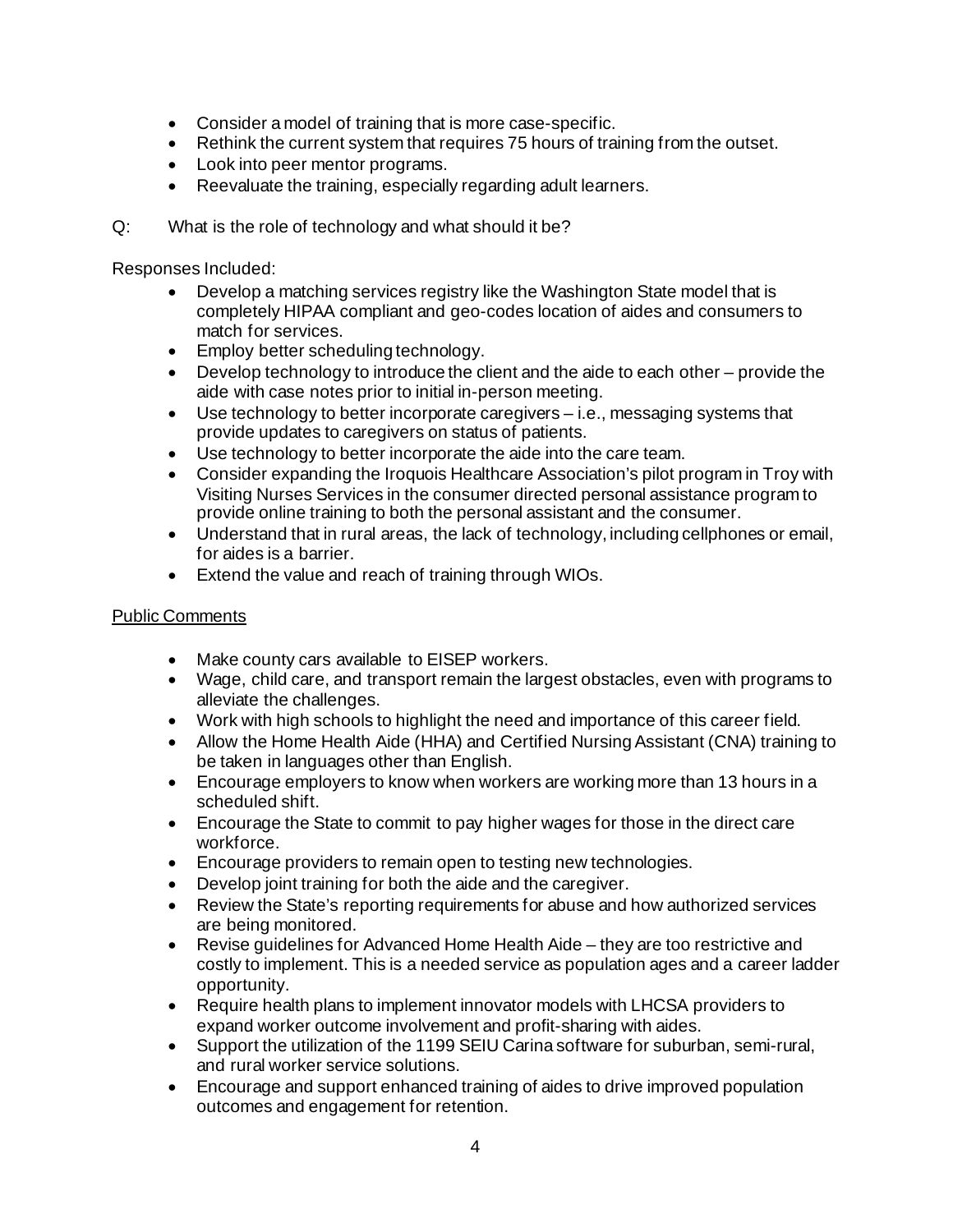- Consider a model of training that is more case-specific.
- Rethink the current system that requires 75 hours of training from the outset.
- Look into peer mentor programs.
- Reevaluate the training, especially regarding adult learners.

Q: What is the role of technology and what should it be?

Responses Included:

- Develop a matching services registry like the Washington State model that is completely HIPAA compliant and geo-codes location of aides and consumers to match for services.
- Employ better scheduling technology.
- Develop technology to introduce the client and the aide to each other – provide the aide with case notes prior to initial in-person meeting.
- Use technology to better incorporate caregivers – i.e., messaging systems that provide updates to caregivers on status of patients.
- Use technology to better incorporate the aide into the care team.
- Consider expanding the Iroquois Healthcare Association's pilot program in Troy with Visiting Nurses Services in the consumer directed personal assistance program to provide online training to both the personal assistant and the consumer.
- Understand that in rural areas, the lack of technology, including cellphones or email, for aides is a barrier.
- Extend the value and reach of training through WIOs.

Public Comments

- Make county cars available to EISEP workers.
- Wage, child care, and transport remain the largest obstacles, even with programs to alleviate the challenges.
- Work with high schools to highlight the need and importance of this career field.
- Allow the Home Health Aide (HHA) and Certified Nursing Assistant (CNA) training to be taken in languages other than English.
- Encourage employers to know when workers are working more than 13 hours in a scheduled shift.
- Encourage the State to commit to pay higher wages for those in the direct care workforce.
- Encourage providers to remain open to testing new technologies.
- Develop joint training for both the aide and the caregiver.
- Review the State's reporting requirements for abuse and how authorized services are being monitored.
- Revise guidelines for Advanced Home Health Aide – they are too restrictive and costly to implement. This is a needed service as population ages and a career ladder opportunity.
- Require health plans to implement innovator models with LHCSA providers to expand worker outcome involvement and profit-sharing with aides.
- Support the utilization of the 1199 SEIU Carina software for suburban, semi-rural, and rural worker service solutions.
- Encourage and support enhanced training of aides to drive improved population outcomes and engagement for retention.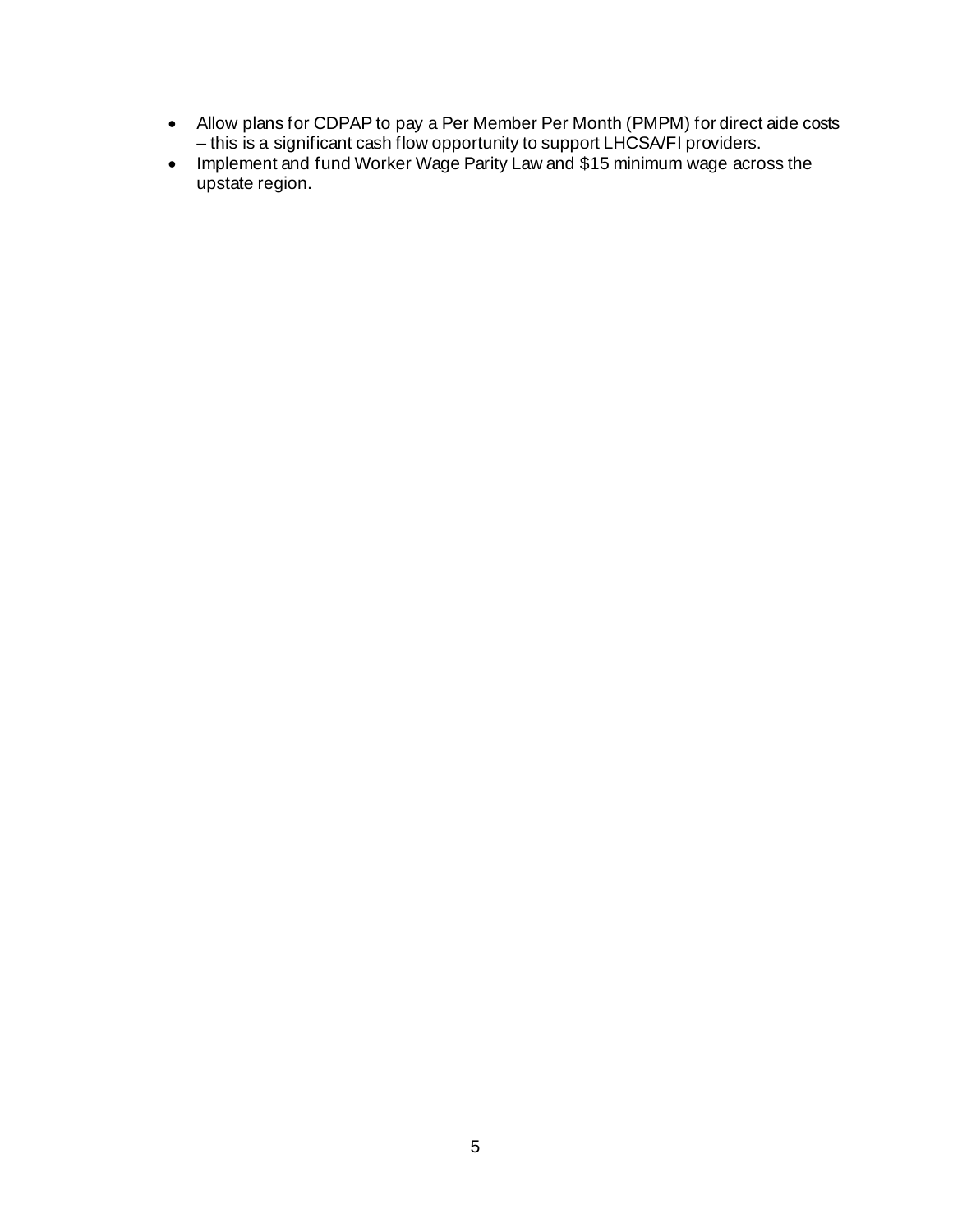- Allow plans for CDPAP to pay a Per Member Per Month (PMPM) for direct aide costs – this is a significant cash flow opportunity to support LHCSA/FI providers.
- Implement and fund Worker Wage Parity Law and $15 minimum wage across the upstate region.